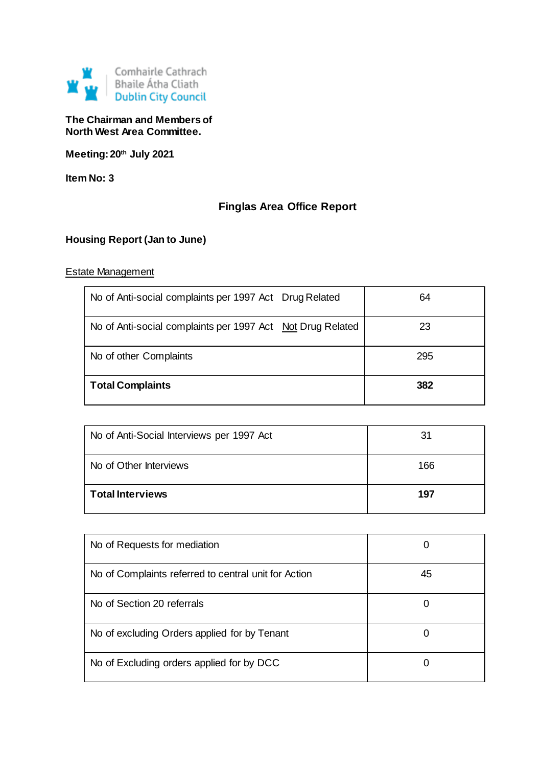Comhairle Cathrach
Bhaile Átha Cliath
Dublin City Council

**The Chairman and Members of**
**North West Area Committee.**

**Meeting: 20th July 2021**

**Item No: 3**

## Finglas Area Office Report

### Housing Report (Jan to June)

Estate Management

| | |
|---|---|
| No of Anti-social complaints per 1997 Act Drug Related | 64 |
| No of Anti-social complaints per 1997 Act Not Drug Related | 23 |
| No of other Complaints | 295 |
| **Total Complaints** | **382** |

| | |
|---|---|
| No of Anti-Social Interviews per 1997 Act | 31 |
| No of Other Interviews | 166 |
| **Total Interviews** | **197** |

| | |
|---|---|
| No of Requests for mediation | 0 |
| No of Complaints referred to central unit for Action | 45 |
| No of Section 20 referrals | 0 |
| No of excluding Orders applied for by Tenant | 0 |
| No of Excluding orders applied for by DCC | 0 |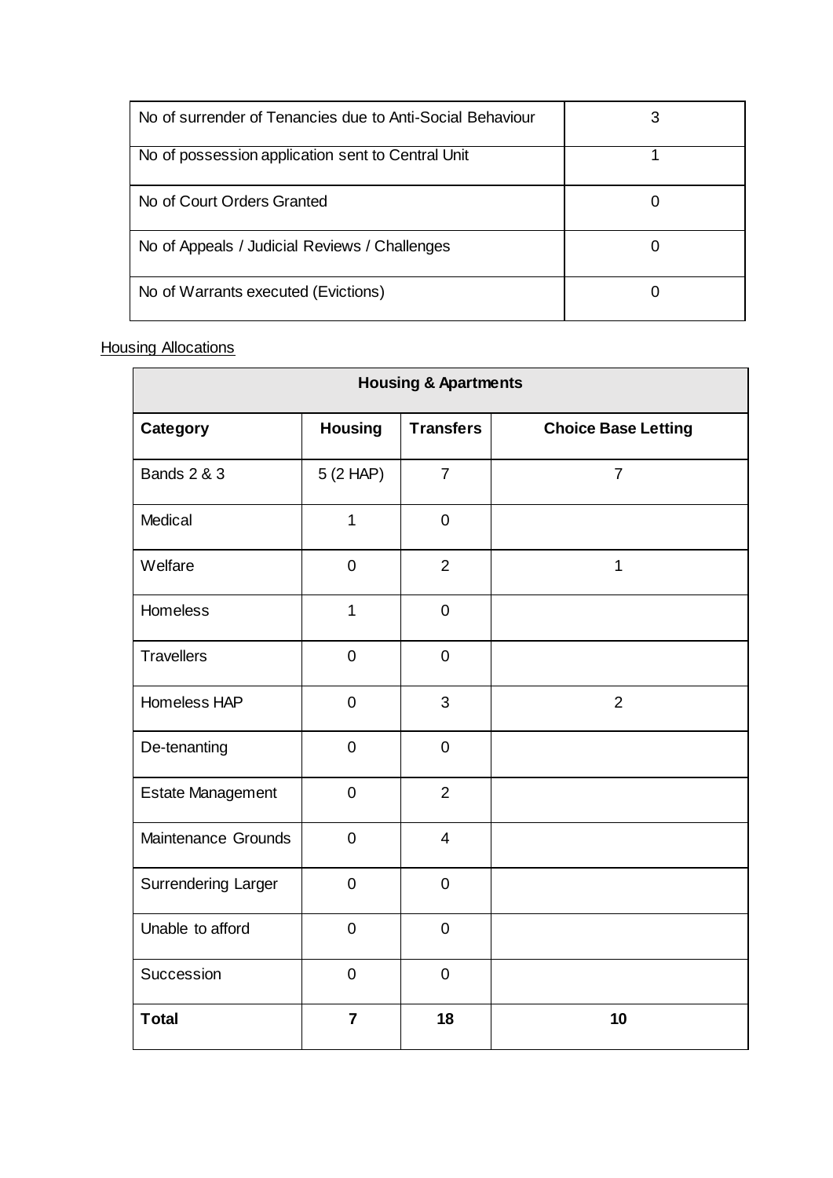| No of surrender of Tenancies due to Anti-Social Behaviour | 3 |
| --- | --- |
| No of possession application sent to Central Unit | 1 |
| No of Court Orders Granted | 0 |
| No of Appeals / Judicial Reviews / Challenges | 0 |
| No of Warrants executed (Evictions) | 0 |

<u>Housing Allocations</u>

| **Housing & Apartments** | | | |
| --- | --- | --- | --- |
| **Category** | **Housing** | **Transfers** | **Choice Base Letting** |
| Bands 2 & 3 | 5 (2 HAP) | 7 | 7 |
| Medical | 1 | 0 | |
| Welfare | 0 | 2 | 1 |
| Homeless | 1 | 0 | |
| Travellers | 0 | 0 | |
| Homeless HAP | 0 | 3 | 2 |
| De-tenanting | 0 | 0 | |
| Estate Management | 0 | 2 | |
| Maintenance Grounds | 0 | 4 | |
| Surrendering Larger | 0 | 0 | |
| Unable to afford | 0 | 0 | |
| Succession | 0 | 0 | |
| **Total** | **7** | **18** | **10** |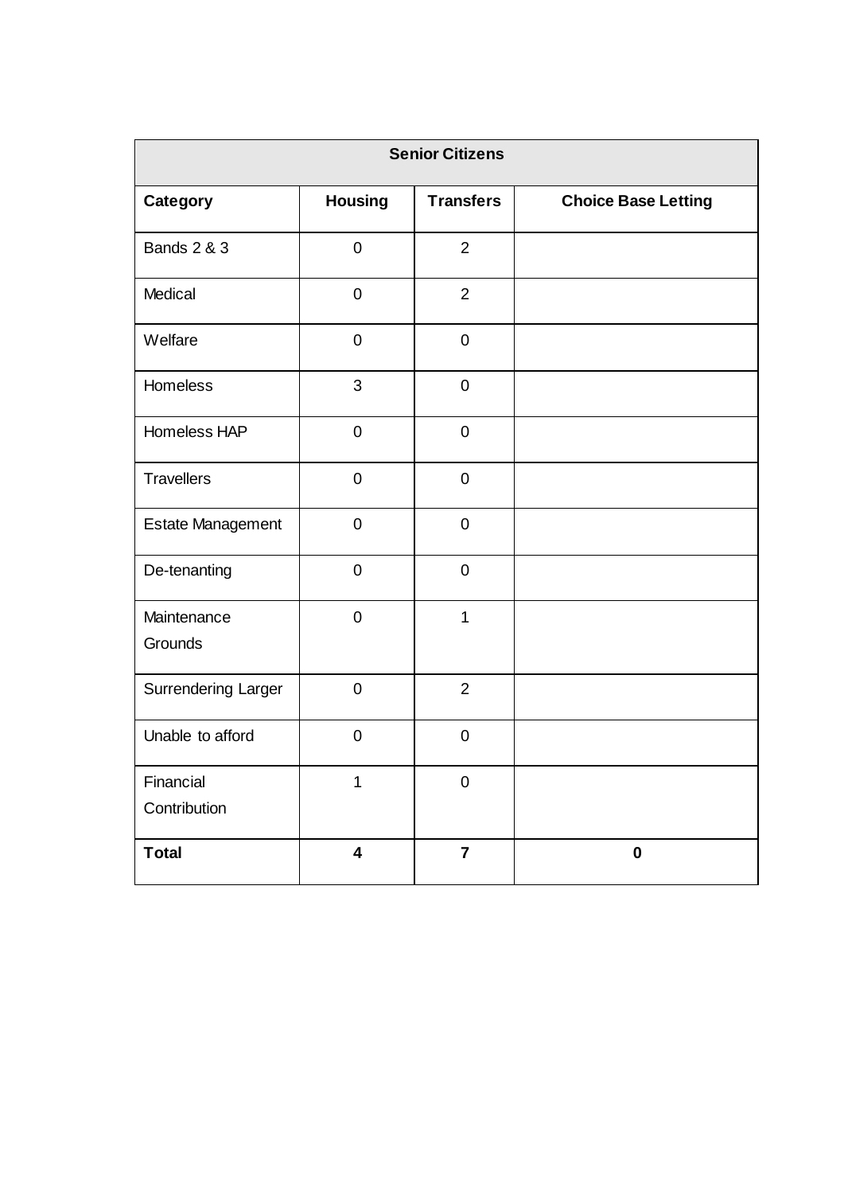| Senior Citizens | | | |
|---|---|---|---|
| **Category** | **Housing** | **Transfers** | **Choice Base Letting** |
| Bands 2 & 3 | 0 | 2 | |
| Medical | 0 | 2 | |
| Welfare | 0 | 0 | |
| Homeless | 3 | 0 | |
| Homeless HAP | 0 | 0 | |
| Travellers | 0 | 0 | |
| Estate Management | 0 | 0 | |
| De-tenanting | 0 | 0 | |
| Maintenance Grounds | 0 | 1 | |
| Surrendering Larger | 0 | 2 | |
| Unable to afford | 0 | 0 | |
| Financial Contribution | 1 | 0 | |
| **Total** | **4** | **7** | **0** |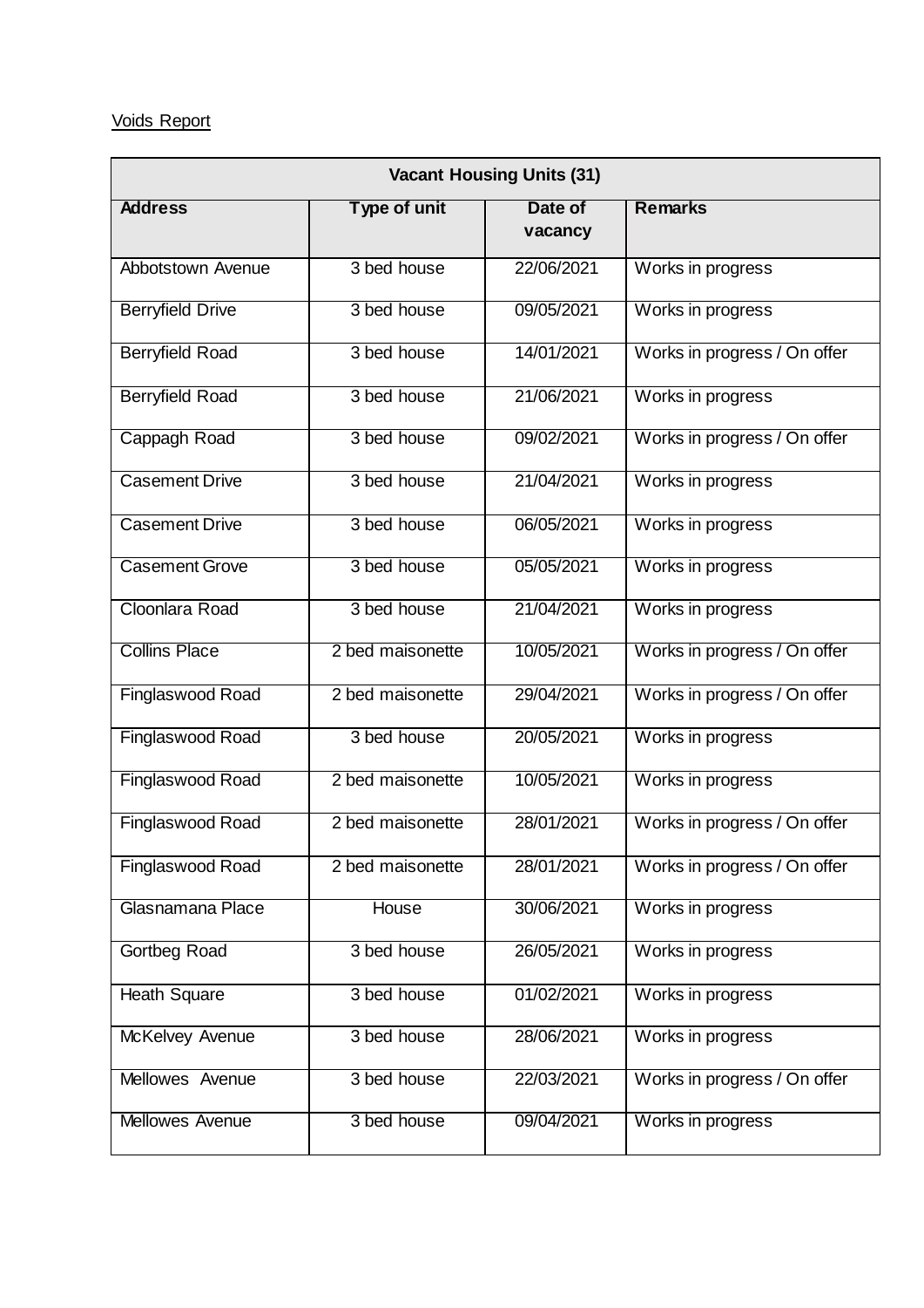Voids Report

| Vacant Housing Units (31) | | | |
|---|---|---|---|
| **Address** | **Type of unit** | **Date of vacancy** | **Remarks** |
| Abbotstown Avenue | 3 bed house | 22/06/2021 | Works in progress |
| Berryfield Drive | 3 bed house | 09/05/2021 | Works in progress |
| Berryfield Road | 3 bed house | 14/01/2021 | Works in progress / On offer |
| Berryfield Road | 3 bed house | 21/06/2021 | Works in progress |
| Cappagh Road | 3 bed house | 09/02/2021 | Works in progress / On offer |
| Casement Drive | 3 bed house | 21/04/2021 | Works in progress |
| Casement Drive | 3 bed house | 06/05/2021 | Works in progress |
| Casement Grove | 3 bed house | 05/05/2021 | Works in progress |
| Cloonlara Road | 3 bed house | 21/04/2021 | Works in progress |
| Collins Place | 2 bed maisonette | 10/05/2021 | Works in progress / On offer |
| Finglaswood Road | 2 bed maisonette | 29/04/2021 | Works in progress / On offer |
| Finglaswood Road | 3 bed house | 20/05/2021 | Works in progress |
| Finglaswood Road | 2 bed maisonette | 10/05/2021 | Works in progress |
| Finglaswood Road | 2 bed maisonette | 28/01/2021 | Works in progress / On offer |
| Finglaswood Road | 2 bed maisonette | 28/01/2021 | Works in progress / On offer |
| Glasnamana Place | House | 30/06/2021 | Works in progress |
| Gortbeg Road | 3 bed house | 26/05/2021 | Works in progress |
| Heath Square | 3 bed house | 01/02/2021 | Works in progress |
| McKelvey Avenue | 3 bed house | 28/06/2021 | Works in progress |
| Mellowes Avenue | 3 bed house | 22/03/2021 | Works in progress / On offer |
| Mellowes Avenue | 3 bed house | 09/04/2021 | Works in progress |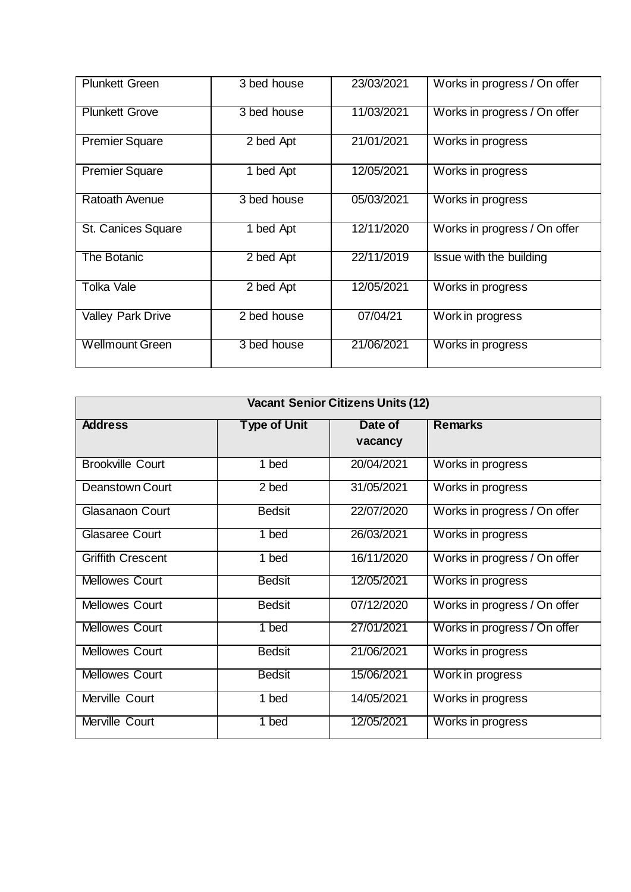| | | | |
|---|---|---|---|
| Plunkett Green | 3 bed house | 23/03/2021 | Works in progress / On offer |
| Plunkett Grove | 3 bed house | 11/03/2021 | Works in progress / On offer |
| Premier Square | 2 bed Apt | 21/01/2021 | Works in progress |
| Premier Square | 1 bed Apt | 12/05/2021 | Works in progress |
| Ratoath Avenue | 3 bed house | 05/03/2021 | Works in progress |
| St. Canices Square | 1 bed Apt | 12/11/2020 | Works in progress / On offer |
| The Botanic | 2 bed Apt | 22/11/2019 | Issue with the building |
| Tolka Vale | 2 bed Apt | 12/05/2021 | Works in progress |
| Valley Park Drive | 2 bed house | 07/04/21 | Work in progress |
| Wellmount Green | 3 bed house | 21/06/2021 | Works in progress |

| Vacant Senior Citizens Units (12) | | | |
|---|---|---|---|
| **Address** | **Type of Unit** | **Date of vacancy** | **Remarks** |
| Brookville Court | 1 bed | 20/04/2021 | Works in progress |
| Deanstown Court | 2 bed | 31/05/2021 | Works in progress |
| Glasanaon Court | Bedsit | 22/07/2020 | Works in progress / On offer |
| Glasaree Court | 1 bed | 26/03/2021 | Works in progress |
| Griffith Crescent | 1 bed | 16/11/2020 | Works in progress / On offer |
| Mellowes Court | Bedsit | 12/05/2021 | Works in progress |
| Mellowes Court | Bedsit | 07/12/2020 | Works in progress / On offer |
| Mellowes Court | 1 bed | 27/01/2021 | Works in progress / On offer |
| Mellowes Court | Bedsit | 21/06/2021 | Works in progress |
| Mellowes Court | Bedsit | 15/06/2021 | Work in progress |
| Merville Court | 1 bed | 14/05/2021 | Works in progress |
| Merville Court | 1 bed | 12/05/2021 | Works in progress |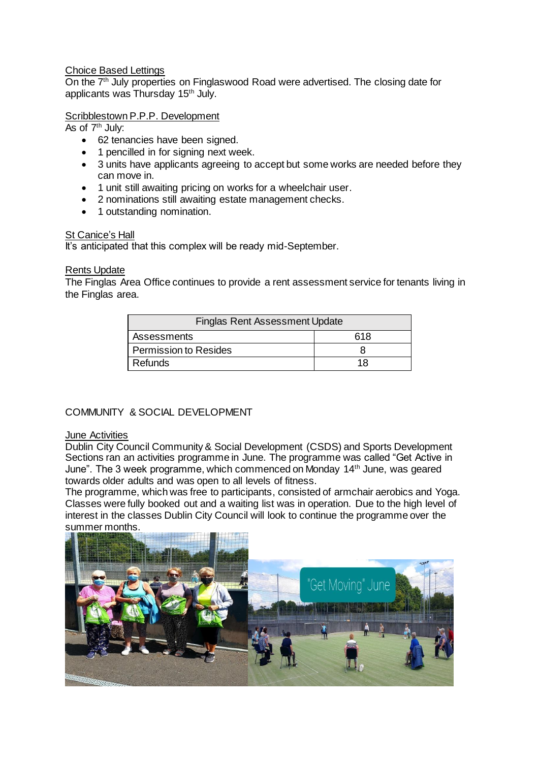## Choice Based Lettings

On the 7th July properties on Finglaswood Road were advertised. The closing date for applicants was Thursday 15th July.

## Scribblestown P.P.P. Development

As of 7th July:

- 62 tenancies have been signed.
- 1 pencilled in for signing next week.
- 3 units have applicants agreeing to accept but some works are needed before they can move in.
- 1 unit still awaiting pricing on works for a wheelchair user.
- 2 nominations still awaiting estate management checks.
- 1 outstanding nomination.

## St Canice's Hall

It's anticipated that this complex will be ready mid-September.

## Rents Update

The Finglas Area Office continues to provide a rent assessment service for tenants living in the Finglas area.

| Finglas Rent Assessment Update | |
|---|---|
| Assessments | 618 |
| Permission to Resides | 8 |
| Refunds | 18 |

# COMMUNITY & SOCIAL DEVELOPMENT

## June Activities

Dublin City Council Community & Social Development (CSDS) and Sports Development Sections ran an activities programme in June. The programme was called "Get Active in June". The 3 week programme, which commenced on Monday 14th June, was geared towards older adults and was open to all levels of fitness.

The programme, which was free to participants, consisted of armchair aerobics and Yoga. Classes were fully booked out and a waiting list was in operation. Due to the high level of interest in the classes Dublin City Council will look to continue the programme over the summer months.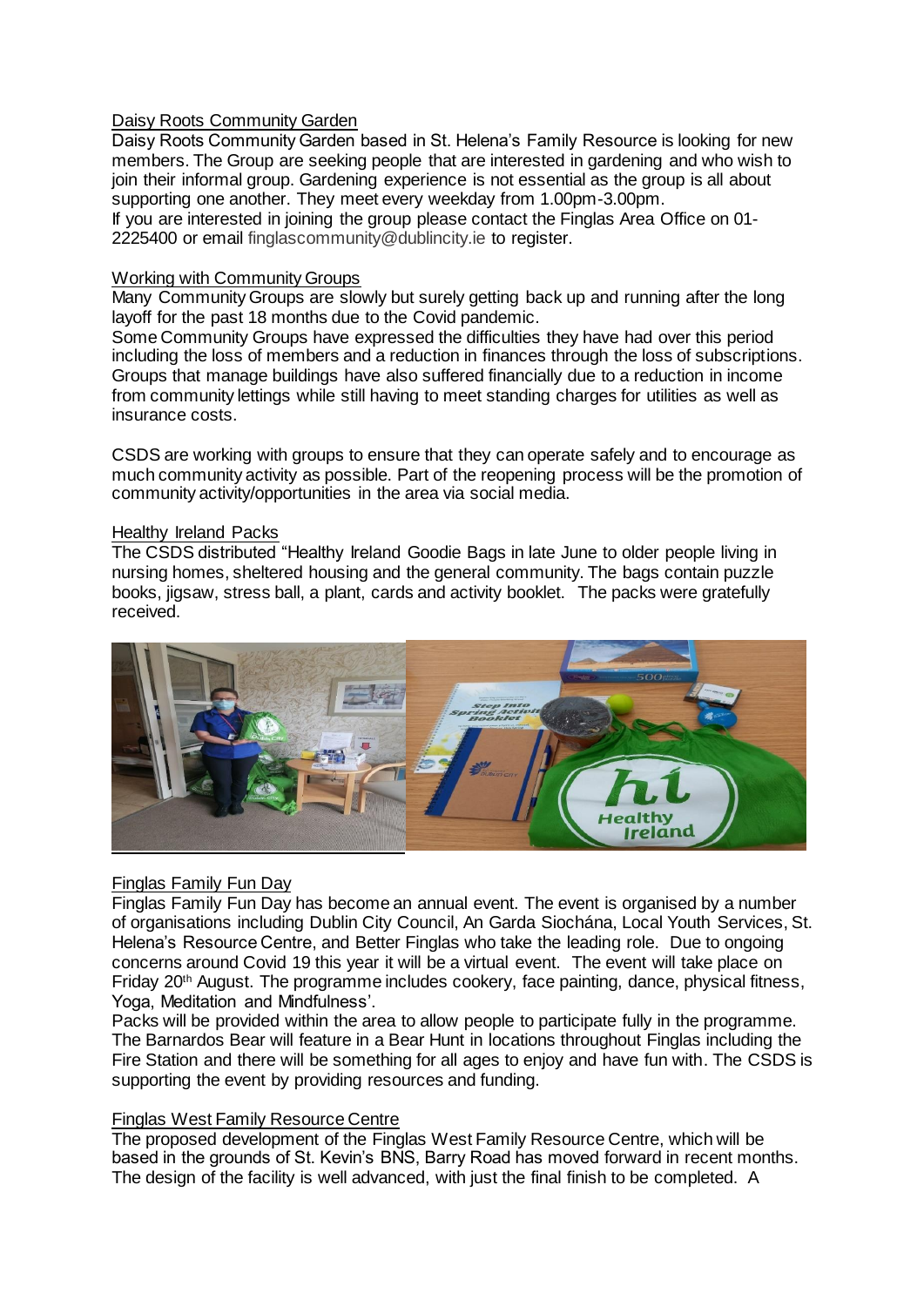## Daisy Roots Community Garden

Daisy Roots Community Garden based in St. Helena's Family Resource is looking for new members. The Group are seeking people that are interested in gardening and who wish to join their informal group. Gardening experience is not essential as the group is all about supporting one another. They meet every weekday from 1.00pm-3.00pm.
If you are interested in joining the group please contact the Finglas Area Office on 01-2225400 or email finglascommunity@dublincity.ie to register.

## Working with Community Groups

Many Community Groups are slowly but surely getting back up and running after the long layoff for the past 18 months due to the Covid pandemic.
Some Community Groups have expressed the difficulties they have had over this period including the loss of members and a reduction in finances through the loss of subscriptions. Groups that manage buildings have also suffered financially due to a reduction in income from community lettings while still having to meet standing charges for utilities as well as insurance costs.

CSDS are working with groups to ensure that they can operate safely and to encourage as much community activity as possible. Part of the reopening process will be the promotion of community activity/opportunities in the area via social media.

## Healthy Ireland Packs

The CSDS distributed "Healthy Ireland Goodie Bags in late June to older people living in nursing homes, sheltered housing and the general community. The bags contain puzzle books, jigsaw, stress ball, a plant, cards and activity booklet. The packs were gratefully received.

## Finglas Family Fun Day

Finglas Family Fun Day has become an annual event. The event is organised by a number of organisations including Dublin City Council, An Garda Síochána, Local Youth Services, St. Helena's Resource Centre, and Better Finglas who take the leading role. Due to ongoing concerns around Covid 19 this year it will be a virtual event. The event will take place on Friday 20th August. The programme includes cookery, face painting, dance, physical fitness, Yoga, Meditation and Mindfulness'.
Packs will be provided within the area to allow people to participate fully in the programme. The Barnardos Bear will feature in a Bear Hunt in locations throughout Finglas including the Fire Station and there will be something for all ages to enjoy and have fun with. The CSDS is supporting the event by providing resources and funding.

## Finglas West Family Resource Centre

The proposed development of the Finglas West Family Resource Centre, which will be based in the grounds of St. Kevin's BNS, Barry Road has moved forward in recent months. The design of the facility is well advanced, with just the final finish to be completed. A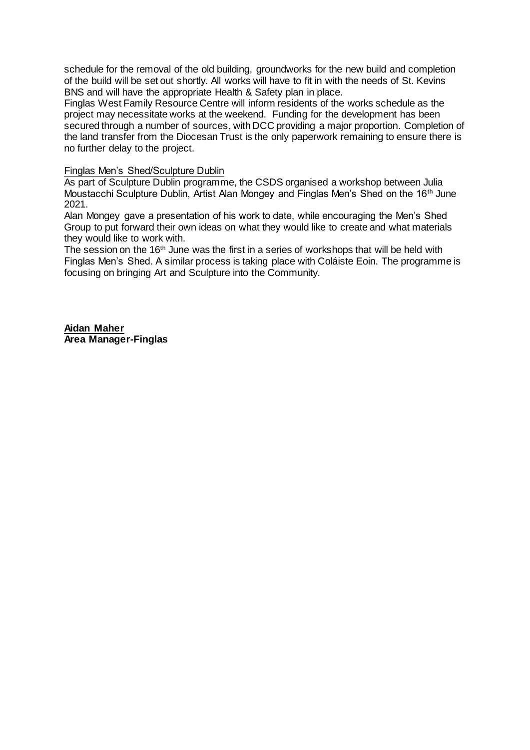schedule for the removal of the old building, groundworks for the new build and completion of the build will be set out shortly. All works will have to fit in with the needs of St. Kevins BNS and will have the appropriate Health & Safety plan in place.

Finglas West Family Resource Centre will inform residents of the works schedule as the project may necessitate works at the weekend. Funding for the development has been secured through a number of sources, with DCC providing a major proportion. Completion of the land transfer from the Diocesan Trust is the only paperwork remaining to ensure there is no further delay to the project.

Finglas Men's Shed/Sculpture Dublin

As part of Sculpture Dublin programme, the CSDS organised a workshop between Julia Moustacchi Sculpture Dublin, Artist Alan Mongey and Finglas Men's Shed on the 16th June 2021.

Alan Mongey gave a presentation of his work to date, while encouraging the Men's Shed Group to put forward their own ideas on what they would like to create and what materials they would like to work with.

The session on the 16th June was the first in a series of workshops that will be held with Finglas Men's Shed. A similar process is taking place with Coláiste Eoin. The programme is focusing on bringing Art and Sculpture into the Community.

**Aidan Maher**
**Area Manager-Finglas**